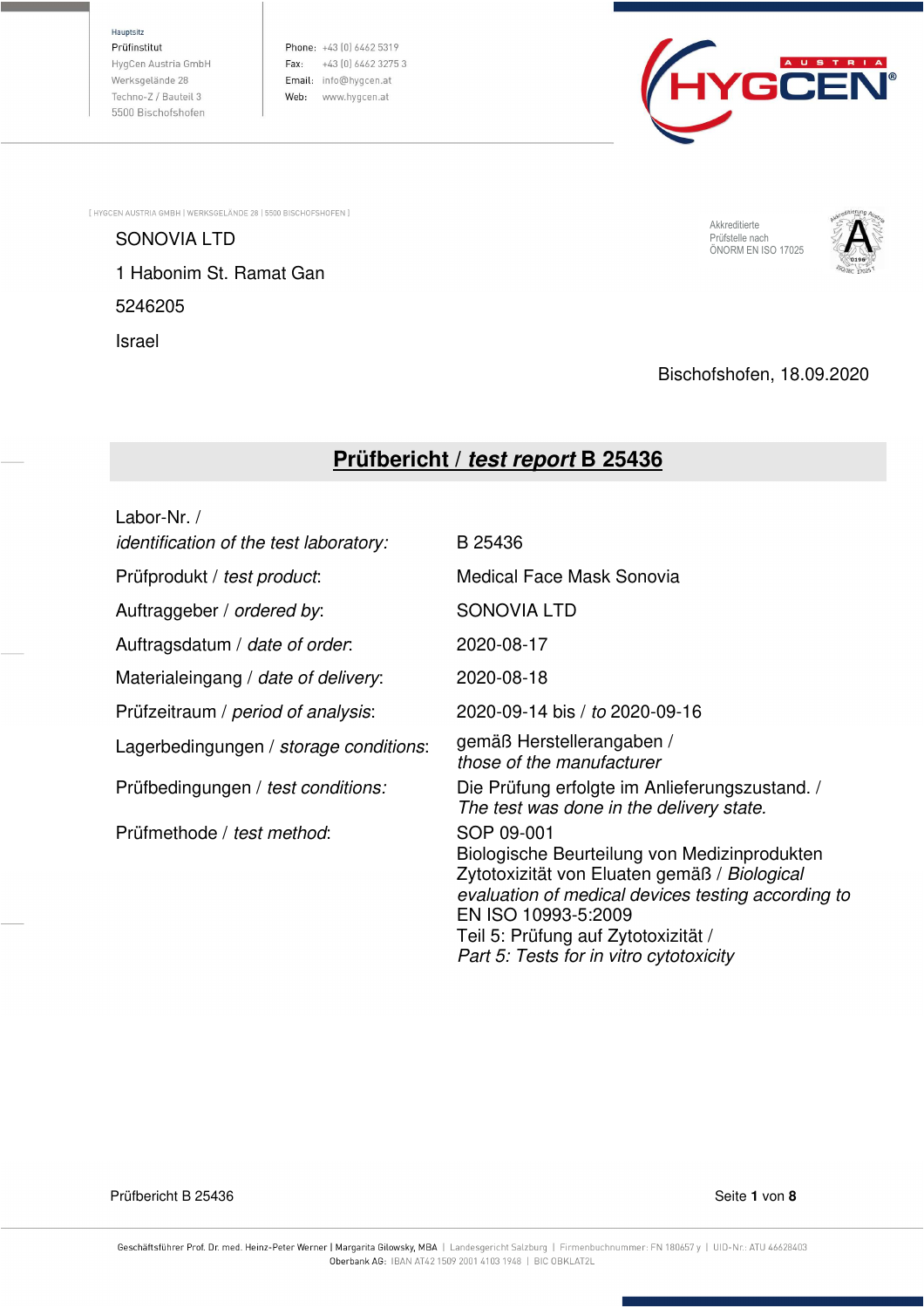Hauptsitz
Prüfinstitut
HygCen Austria GmbH
Werksgelände 28
Techno-Z / Bauteil 3
5500 Bischofshofen

Phone: +43 (0) 6462 5319
Fax: +43 (0) 6462 3275 3
Email: info@hygcen.at
Web: www.hygcen.at

[ HYGCEN AUSTRIA GMBH | WERKSGELÄNDE 28 | 5500 BISCHOFSHOFEN ]

SONOVIA LTD

1 Habonim St. Ramat Gan

5246205

Israel

Akkreditierte Prüfstelle nach ÖNORM EN ISO 17025

Bischofshofen, 18.09.2020

# Prüfbericht / *test report* B 25436

| | |
|---|---|
| Labor-Nr. / *identification of the test laboratory:* | B 25436 |
| Prüfprodukt / *test product*: | Medical Face Mask Sonovia |
| Auftraggeber / *ordered by*: | SONOVIA LTD |
| Auftragsdatum / *date of order*: | 2020-08-17 |
| Materialeingang / *date of delivery*: | 2020-08-18 |
| Prüfzeitraum / *period of analysis*: | 2020-09-14 bis / *to* 2020-09-16 |
| Lagerbedingungen / *storage conditions*: | gemäß Herstellerangaben / *those of the manufacturer* |
| Prüfbedingungen / *test conditions:* | Die Prüfung erfolgte im Anlieferungszustand. / *The test was done in the delivery state.* |
| Prüfmethode / *test method*: | SOP 09-001 Biologische Beurteilung von Medizinprodukten Zytotoxizität von Eluaten gemäß / *Biological evaluation of medical devices testing according to* EN ISO 10993-5:2009 Teil 5: Prüfung auf Zytotoxizität / *Part 5: Tests for in vitro cytotoxicity* |

Geschäftsführer Prof. Dr. med. Heinz-Peter Werner | Margarita Gilowsky, MBA | Landesgericht Salzburg | Firmenbuchnummer: FN 180657 y | UID-Nr.: ATU 46628403
Oberbank AG: IBAN AT42 1509 2001 4103 1948 | BIC OBKLAT2L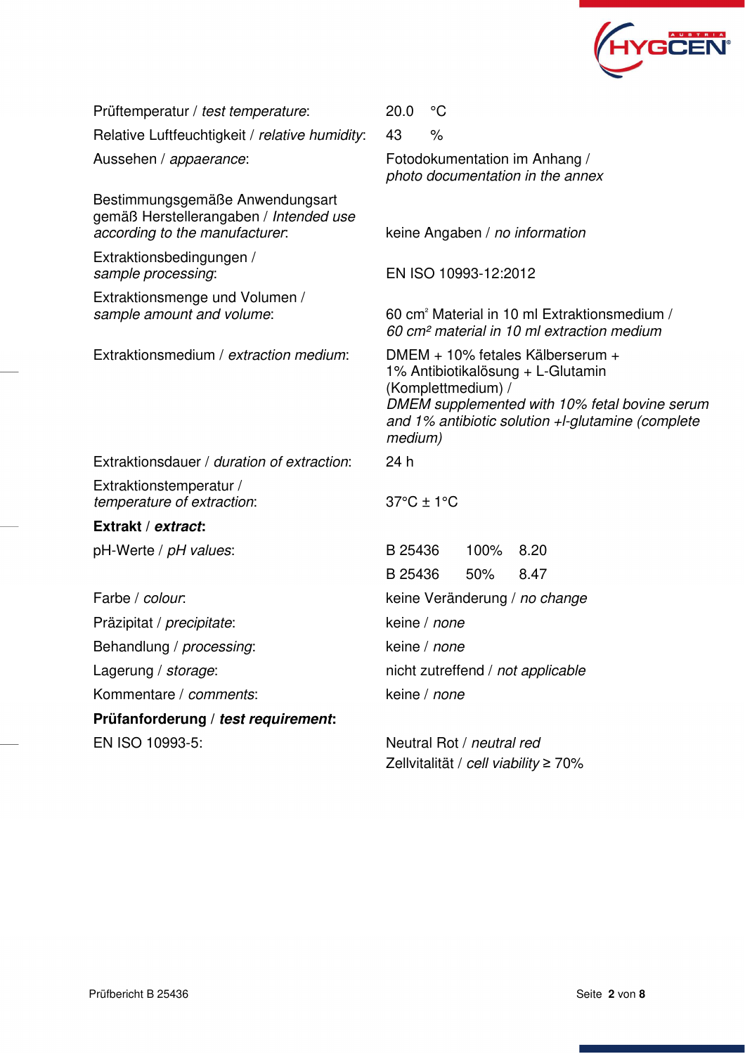| | |
|---|---|
| Prüftemperatur / *test temperature*: | 20.0 °C |
| Relative Luftfeuchtigkeit / *relative humidity*: | 43 % |
| Aussehen / *appearance*: | Fotodokumentation im Anhang / *photo documentation in the annex* |
| Bestimmungsgemäße Anwendungsart gemäß Herstellerangaben / *Intended use according to the manufacturer*: | keine Angaben / *no information* |
| Extraktionsbedingungen / *sample processing*: | EN ISO 10993-12:2012 |
| Extraktionsmenge und Volumen / *sample amount and volume*: | 60 cm² Material in 10 ml Extraktionsmedium / *60 cm² material in 10 ml extraction medium* |
| Extraktionsmedium / *extraction medium*: | DMEM + 10% fetales Kälberserum + 1% Antibiotikalösung + L-Glutamin (Komplettmedium) / *DMEM supplemented with 10% fetal bovine serum and 1% antibiotic solution +l-glutamine (complete medium)* |
| Extraktionsdauer / *duration of extraction*: | 24 h |
| Extraktionstemperatur / *temperature of extraction*: | 37°C ± 1°C |

**Extrakt / *extract*:**

| | | | |
|---|---|---|---|
| pH-Werte / *pH values*: | B 25436 | 100% | 8.20 |
| | B 25436 | 50% | 8.47 |

| | |
|---|---|
| Farbe / *colour*: | keine Veränderung / *no change* |
| Präzipitat / *precipitate*: | keine / *none* |
| Behandlung / *processing*: | keine / *none* |
| Lagerung / *storage*: | nicht zutreffend / *not applicable* |
| Kommentare / *comments*: | keine / *none* |

**Prüfanforderung / *test requirement*:**

| | |
|---|---|
| EN ISO 10993-5: | Neutral Rot / *neutral red*<br>Zellvitalität / *cell viability* ≥ 70% |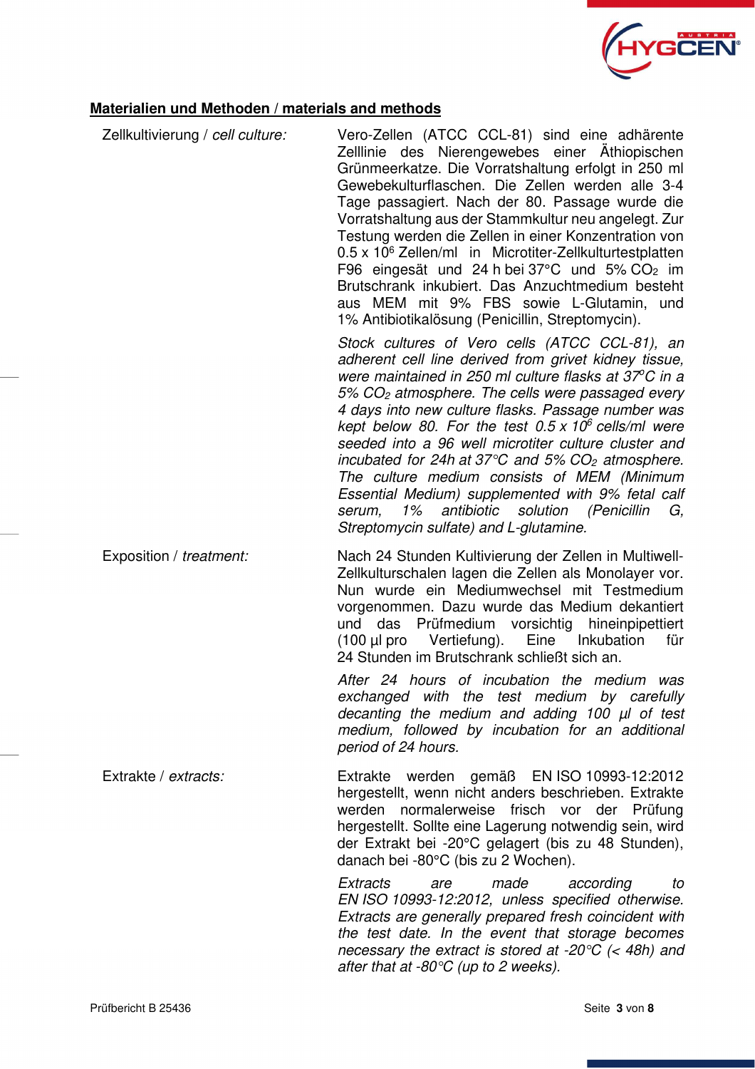## Materialien und Methoden / materials and methods

| | |
|---|---|
| Zellkultivierung / *cell culture:* | Vero-Zellen (ATCC CCL-81) sind eine adhärente Zelllinie des Nierengewebes einer Äthiopischen Grünmeerkatze. Die Vorratshaltung erfolgt in 250 ml Gewebekulturflaschen. Die Zellen werden alle 3-4 Tage passagiert. Nach der 80. Passage wurde die Vorratshaltung aus der Stammkultur neu angelegt. Zur Testung werden die Zellen in einer Konzentration von 0.5 x $10^6$ Zellen/ml in Microtiter-Zellkulturtestplatten F96 eingesät und 24 h bei 37°C und 5% $CO_2$ im Brutschrank inkubiert. Das Anzuchtmedium besteht aus MEM mit 9% FBS sowie L-Glutamin, und 1% Antibiotikalösung (Penicillin, Streptomycin).<br><br>*Stock cultures of Vero cells (ATCC CCL-81), an adherent cell line derived from grivet kidney tissue, were maintained in 250 ml culture flasks at 37°C in a 5% $CO_2$ atmosphere. The cells were passaged every 4 days into new culture flasks. Passage number was kept below 80. For the test 0.5 x $10^6$ cells/ml were seeded into a 96 well microtiter culture cluster and incubated for 24h at 37°C and 5% $CO_2$ atmosphere. The culture medium consists of MEM (Minimum Essential Medium) supplemented with 9% fetal calf serum, 1% antibiotic solution (Penicillin G, Streptomycin sulfate) and L-glutamine.* |
| Exposition / *treatment:* | Nach 24 Stunden Kultivierung der Zellen in Multiwell-Zellkulturschalen lagen die Zellen als Monolayer vor. Nun wurde ein Mediumwechsel mit Testmedium vorgenommen. Dazu wurde das Medium dekantiert und das Prüfmedium vorsichtig hineinpipettiert (100 µl pro Vertiefung). Eine Inkubation für 24 Stunden im Brutschrank schließt sich an.<br><br>*After 24 hours of incubation the medium was exchanged with the test medium by carefully decanting the medium and adding 100 µl of test medium, followed by incubation for an additional period of 24 hours.* |
| Extrakte / *extracts:* | Extrakte werden gemäß EN ISO 10993-12:2012 hergestellt, wenn nicht anders beschrieben. Extrakte werden normalerweise frisch vor der Prüfung hergestellt. Sollte eine Lagerung notwendig sein, wird der Extrakt bei -20°C gelagert (bis zu 48 Stunden), danach bei -80°C (bis zu 2 Wochen).<br><br>*Extracts are made according to EN ISO 10993-12:2012, unless specified otherwise. Extracts are generally prepared fresh coincident with the test date. In the event that storage becomes necessary the extract is stored at -20°C (< 48h) and after that at -80°C (up to 2 weeks).* |

Prüfbericht B 25436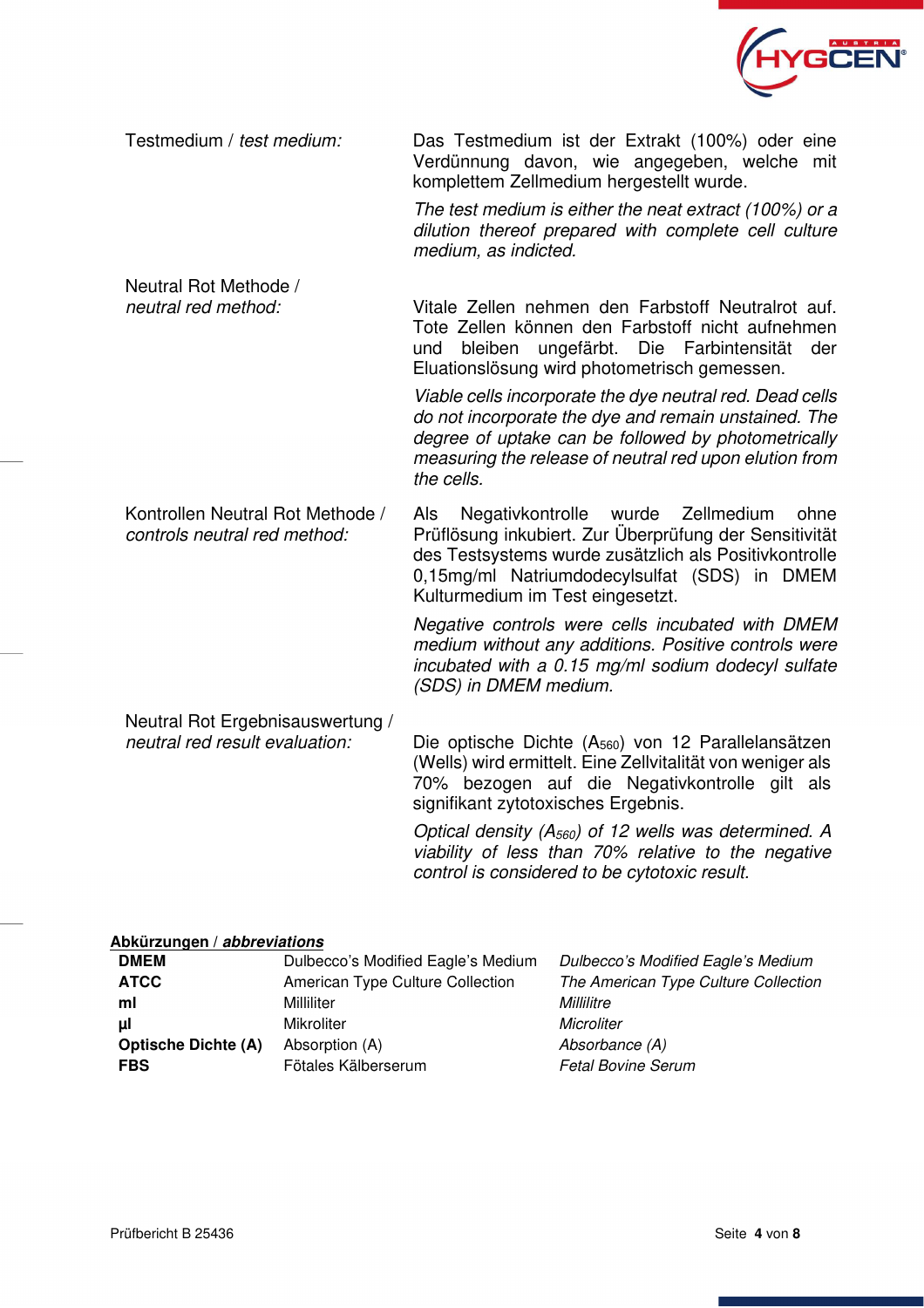| | |
|---|---|
| Testmedium / *test medium:* | Das Testmedium ist der Extrakt (100%) oder eine Verdünnung davon, wie angegeben, welche mit komplettem Zellmedium hergestellt wurde.<br><br>*The test medium is either the neat extract (100%) or a dilution thereof prepared with complete cell culture medium, as indicted.* |
| Neutral Rot Methode / *neutral red method:* | Vitale Zellen nehmen den Farbstoff Neutralrot auf. Tote Zellen können den Farbstoff nicht aufnehmen und bleiben ungefärbt. Die Farbintensität der Eluationslösung wird photometrisch gemessen.<br><br>*Viable cells incorporate the dye neutral red. Dead cells do not incorporate the dye and remain unstained. The degree of uptake can be followed by photometrically measuring the release of neutral red upon elution from the cells.* |
| Kontrollen Neutral Rot Methode / *controls neutral red method:* | Als Negativkontrolle wurde Zellmedium ohne Prüflösung inkubiert. Zur Überprüfung der Sensitivität des Testsystems wurde zusätzlich als Positivkontrolle 0,15mg/ml Natriumdodecylsulfat (SDS) in DMEM Kulturmedium im Test eingesetzt.<br><br>*Negative controls were cells incubated with DMEM medium without any additions. Positive controls were incubated with a 0.15 mg/ml sodium dodecyl sulfate (SDS) in DMEM medium.* |
| Neutral Rot Ergebnisauswertung / *neutral red result evaluation:* | Die optische Dichte ($A_{560}$) von 12 Parallelansätzen (Wells) wird ermittelt. Eine Zellvitalität von weniger als 70% bezogen auf die Negativkontrolle gilt als signifikant zytotoxisches Ergebnis.<br><br>*Optical density ($A_{560}$) of 12 wells was determined. A viability of less than 70% relative to the negative control is considered to be cytotoxic result.* |

**Abkürzungen / *abbreviations***

| | | |
|---|---|---|
| **DMEM** | Dulbecco's Modified Eagle's Medium | *Dulbecco's Modified Eagle's Medium* |
| **ATCC** | American Type Culture Collection | *The American Type Culture Collection* |
| **ml** | Milliliter | *Millilitre* |
| **µl** | Mikroliter | *Microliter* |
| **Optische Dichte (A)** | Absorption (A) | *Absorbance (A)* |
| **FBS** | Fötales Kälberserum | *Fetal Bovine Serum* |

Prüfbericht B 25436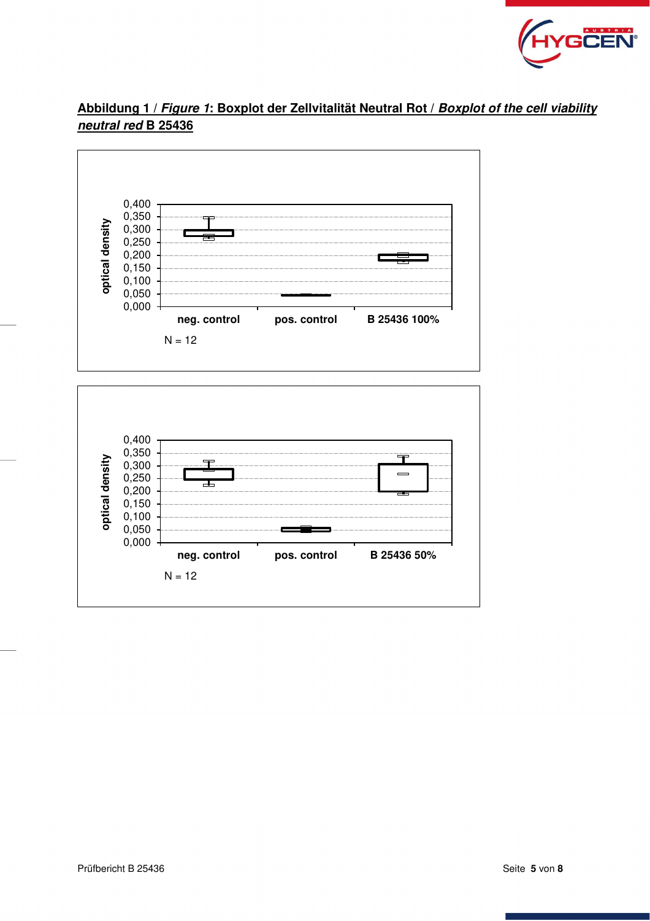**Abbildung 1 / *Figure 1*: Boxplot der Zellvitalität Neutral Rot / *Boxplot of the cell viability neutral red* B 25436**

optical density

0,400
0,350
0,300
0,250
0,200
0,150
0,100
0,050
0,000

neg. control | pos. control | B 25436 100%

N = 12

optical density

0,400
0,350
0,300
0,250
0,200
0,150
0,100
0,050
0,000

neg. control | pos. control | B 25436 50%

N = 12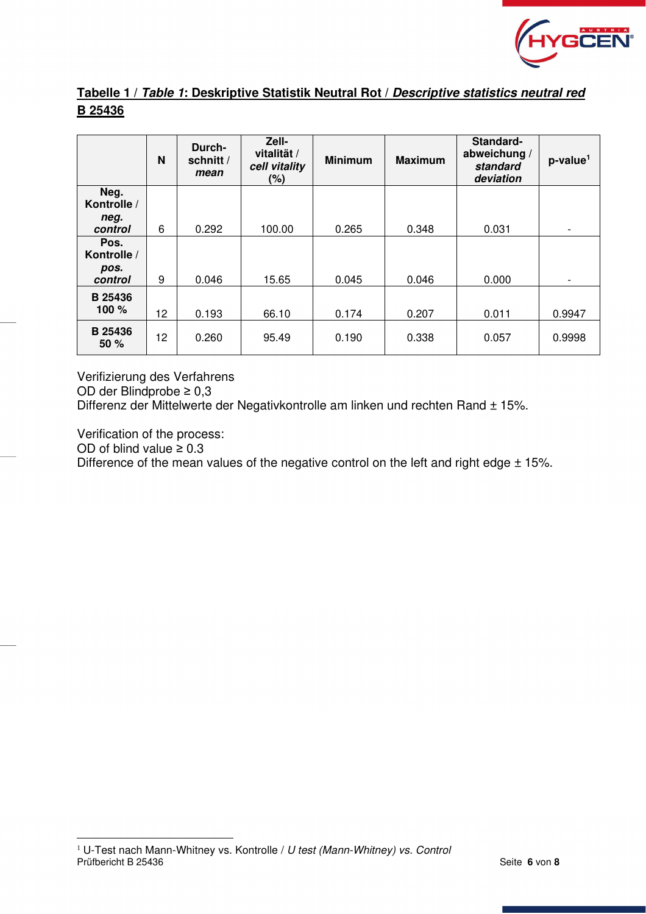**Tabelle 1 / *Table 1*: Deskriptive Statistik Neutral Rot / *Descriptive statistics neutral red* B 25436**

| | N | Durch-schnitt / *mean* | Zell-vitalität / *cell vitality* (%) | Minimum | Maximum | Standard-abweichung / *standard deviation* | p-value[1] |
|---|---|---|---|---|---|---|---|
| **Neg. Kontrolle / *neg. control*** | 6 | 0.292 | 100.00 | 0.265 | 0.348 | 0.031 | - |
| **Pos. Kontrolle / *pos. control*** | 9 | 0.046 | 15.65 | 0.045 | 0.046 | 0.000 | - |
| **B 25436 100 %** | 12 | 0.193 | 66.10 | 0.174 | 0.207 | 0.011 | 0.9947 |
| **B 25436 50 %** | 12 | 0.260 | 95.49 | 0.190 | 0.338 | 0.057 | 0.9998 |

Verifizierung des Verfahrens
OD der Blindprobe ≥ 0,3
Differenz der Mittelwerte der Negativkontrolle am linken und rechten Rand ± 15%.

Verification of the process:
OD of blind value ≥ 0.3
Difference of the mean values of the negative control on the left and right edge ± 15%.

[1] U-Test nach Mann-Whitney vs. Kontrolle / *U test (Mann-Whitney) vs. Control*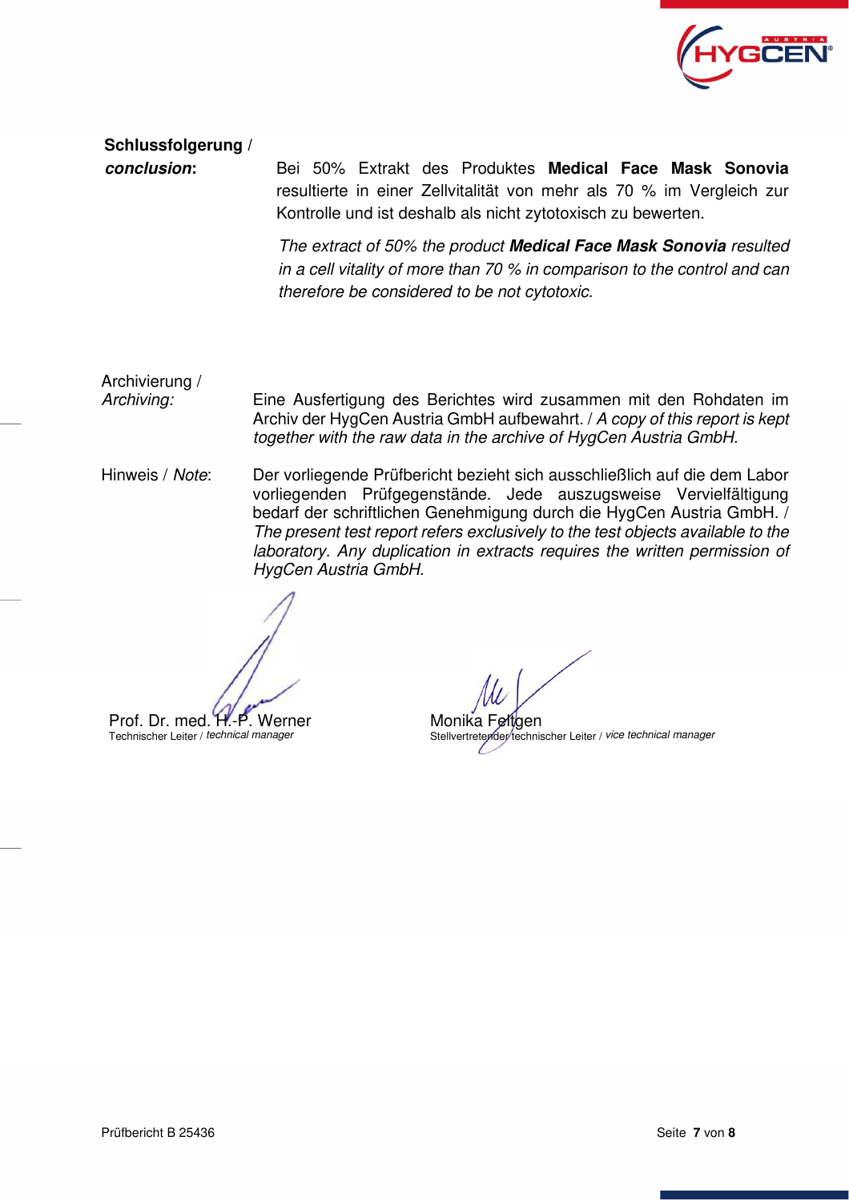**Schlussfolgerung /**
***conclusion*:**

Bei 50% Extrakt des Produktes **Medical Face Mask Sonovia** resultierte in einer Zellvitalität von mehr als 70 % im Vergleich zur Kontrolle und ist deshalb als nicht zytotoxisch zu bewerten.

*The extract of 50% the product **Medical Face Mask Sonovia** resulted in a cell vitality of more than 70 % in comparison to the control and can therefore be considered to be not cytotoxic.*

Archivierung /
*Archiving:*

Eine Ausfertigung des Berichtes wird zusammen mit den Rohdaten im Archiv der HygCen Austria GmbH aufbewahrt. / *A copy of this report is kept together with the raw data in the archive of HygCen Austria GmbH.*

Hinweis / *Note*:

Der vorliegende Prüfbericht bezieht sich ausschließlich auf die dem Labor vorliegenden Prüfgegenstände. Jede auszugsweise Vervielfältigung bedarf der schriftlichen Genehmigung durch die HygCen Austria GmbH. / *The present test report refers exclusively to the test objects available to the laboratory. Any duplication in extracts requires the written permission of HygCen Austria GmbH.*

Prof. Dr. med. H.-P. Werner
Technischer Leiter / *technical manager*

Monika Feltgen
Stellvertretender technischer Leiter / *vice technical manager*

Prüfbericht B 25436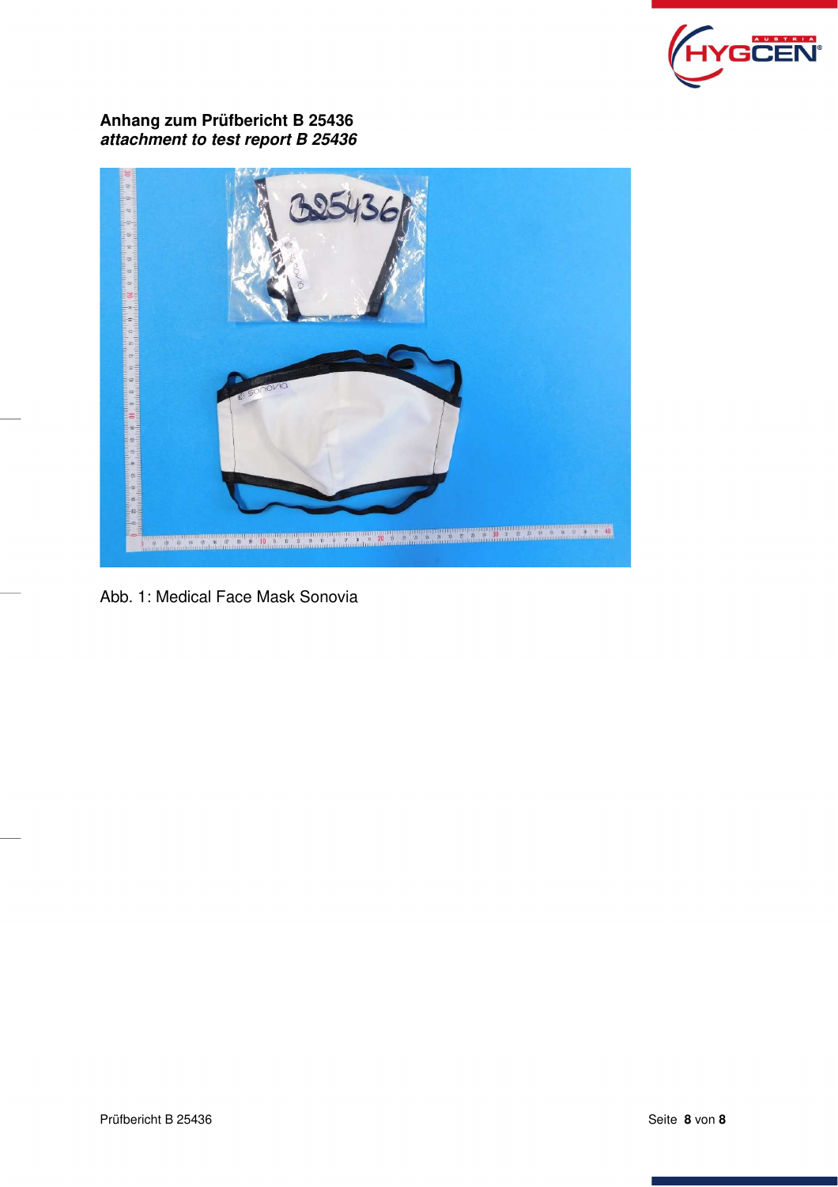**Anhang zum Prüfbericht B 25436**
***attachment to test report B 25436***

Abb. 1: Medical Face Mask Sonovia